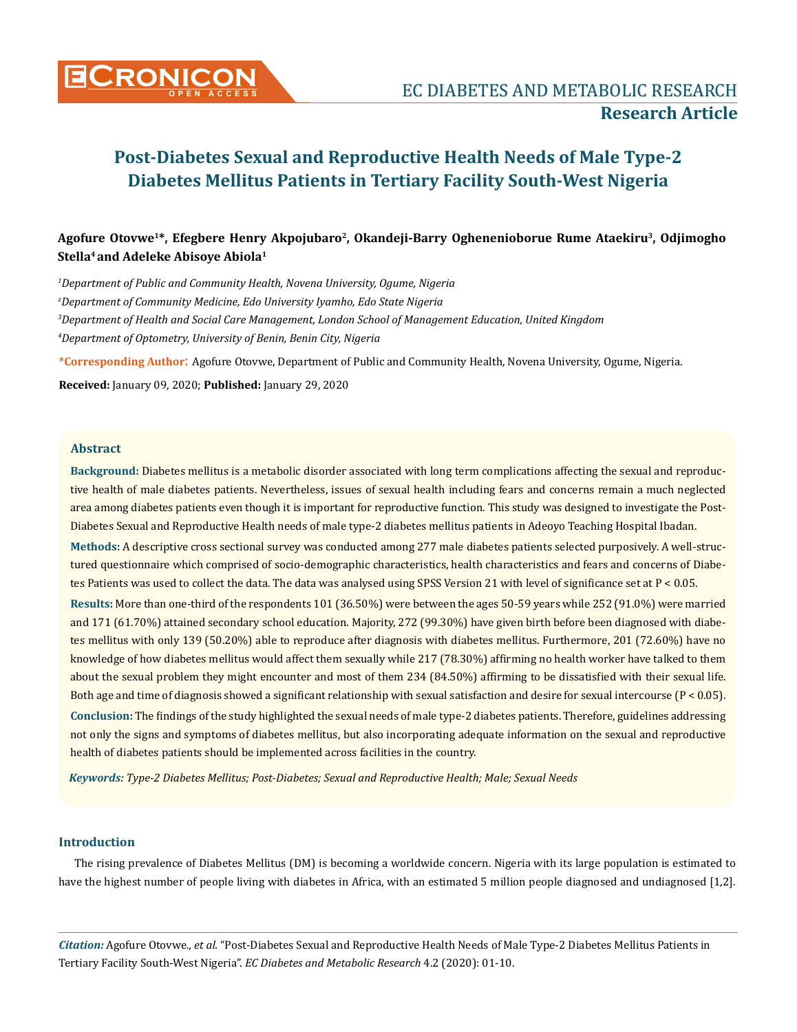# Post-Diabetes Sexual and Reproductive Health Needs of Male Type-2 Diabetes Mellitus Patients in Tertiary Facility South-West Nigeria

**Agofure Otovwe[1]*, Efegbere Henry Akpojubaro[2], Okandeji-Barry Oghenenioborue Rume Ataekiru[3], Odjimogho Stella[4] and Adeleke Abisoye Abiola[1]**

*[1]Department of Public and Community Health, Novena University, Ogume, Nigeria*

*[2]Department of Community Medicine, Edo University Iyamho, Edo State Nigeria*

*[3]Department of Health and Social Care Management, London School of Management Education, United Kingdom*

*[4]Department of Optometry, University of Benin, Benin City, Nigeria*

**\*Corresponding Author:** Agofure Otovwe, Department of Public and Community Health, Novena University, Ogume, Nigeria.

**Received:** January 09, 2020; **Published:** January 29, 2020

## Abstract

**Background:** Diabetes mellitus is a metabolic disorder associated with long term complications affecting the sexual and reproductive health of male diabetes patients. Nevertheless, issues of sexual health including fears and concerns remain a much neglected area among diabetes patients even though it is important for reproductive function. This study was designed to investigate the Post-Diabetes Sexual and Reproductive Health needs of male type-2 diabetes mellitus patients in Adeoyo Teaching Hospital Ibadan.

**Methods:** A descriptive cross sectional survey was conducted among 277 male diabetes patients selected purposively. A well-structured questionnaire which comprised of socio-demographic characteristics, health characteristics and fears and concerns of Diabetes Patients was used to collect the data. The data was analysed using SPSS Version 21 with level of significance set at $P < 0.05$.

**Results:** More than one-third of the respondents 101 (36.50%) were between the ages 50-59 years while 252 (91.0%) were married and 171 (61.70%) attained secondary school education. Majority, 272 (99.30%) have given birth before been diagnosed with diabetes mellitus with only 139 (50.20%) able to reproduce after diagnosis with diabetes mellitus. Furthermore, 201 (72.60%) have no knowledge of how diabetes mellitus would affect them sexually while 217 (78.30%) affirming no health worker have talked to them about the sexual problem they might encounter and most of them 234 (84.50%) affirming to be dissatisfied with their sexual life. Both age and time of diagnosis showed a significant relationship with sexual satisfaction and desire for sexual intercourse ($P < 0.05$).

**Conclusion:** The findings of the study highlighted the sexual needs of male type-2 diabetes patients. Therefore, guidelines addressing not only the signs and symptoms of diabetes mellitus, but also incorporating adequate information on the sexual and reproductive health of diabetes patients should be implemented across facilities in the country.

***Keywords:*** *Type-2 Diabetes Mellitus; Post-Diabetes; Sexual and Reproductive Health; Male; Sexual Needs*

## Introduction

The rising prevalence of Diabetes Mellitus (DM) is becoming a worldwide concern. Nigeria with its large population is estimated to have the highest number of people living with diabetes in Africa, with an estimated 5 million people diagnosed and undiagnosed [1,2].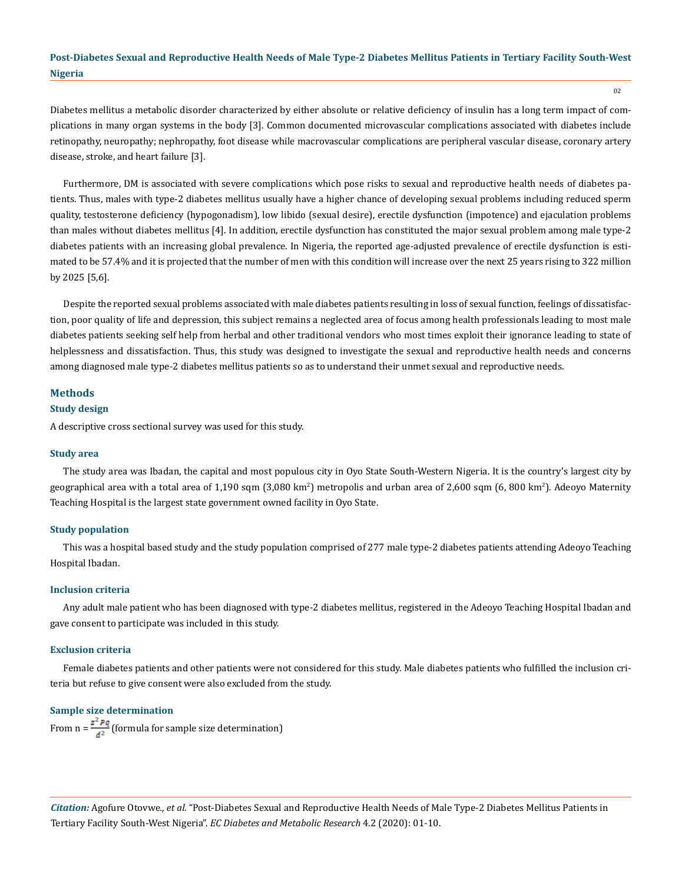Diabetes mellitus a metabolic disorder characterized by either absolute or relative deficiency of insulin has a long term impact of complications in many organ systems in the body [3]. Common documented microvascular complications associated with diabetes include retinopathy, neuropathy; nephropathy, foot disease while macrovascular complications are peripheral vascular disease, coronary artery disease, stroke, and heart failure [3].

Furthermore, DM is associated with severe complications which pose risks to sexual and reproductive health needs of diabetes patients. Thus, males with type-2 diabetes mellitus usually have a higher chance of developing sexual problems including reduced sperm quality, testosterone deficiency (hypogonadism), low libido (sexual desire), erectile dysfunction (impotence) and ejaculation problems than males without diabetes mellitus [4]. In addition, erectile dysfunction has constituted the major sexual problem among male type-2 diabetes patients with an increasing global prevalence. In Nigeria, the reported age-adjusted prevalence of erectile dysfunction is estimated to be 57.4% and it is projected that the number of men with this condition will increase over the next 25 years rising to 322 million by 2025 [5,6].

Despite the reported sexual problems associated with male diabetes patients resulting in loss of sexual function, feelings of dissatisfaction, poor quality of life and depression, this subject remains a neglected area of focus among health professionals leading to most male diabetes patients seeking self help from herbal and other traditional vendors who most times exploit their ignorance leading to state of helplessness and dissatisfaction. Thus, this study was designed to investigate the sexual and reproductive health needs and concerns among diagnosed male type-2 diabetes mellitus patients so as to understand their unmet sexual and reproductive needs.

## Methods

### Study design

A descriptive cross sectional survey was used for this study.

### Study area

The study area was Ibadan, the capital and most populous city in Oyo State South-Western Nigeria. It is the country's largest city by geographical area with a total area of 1,190 sqm (3,080 km$^2$) metropolis and urban area of 2,600 sqm (6, 800 km$^2$). Adeoyo Maternity Teaching Hospital is the largest state government owned facility in Oyo State.

### Study population

This was a hospital based study and the study population comprised of 277 male type-2 diabetes patients attending Adeoyo Teaching Hospital Ibadan.

### Inclusion criteria

Any adult male patient who has been diagnosed with type-2 diabetes mellitus, registered in the Adeoyo Teaching Hospital Ibadan and gave consent to participate was included in this study.

### Exclusion criteria

Female diabetes patients and other patients were not considered for this study. Male diabetes patients who fulfilled the inclusion criteria but refuse to give consent were also excluded from the study.

### Sample size determination

From n = $\frac{z^2 pq}{d^2}$ (formula for sample size determination)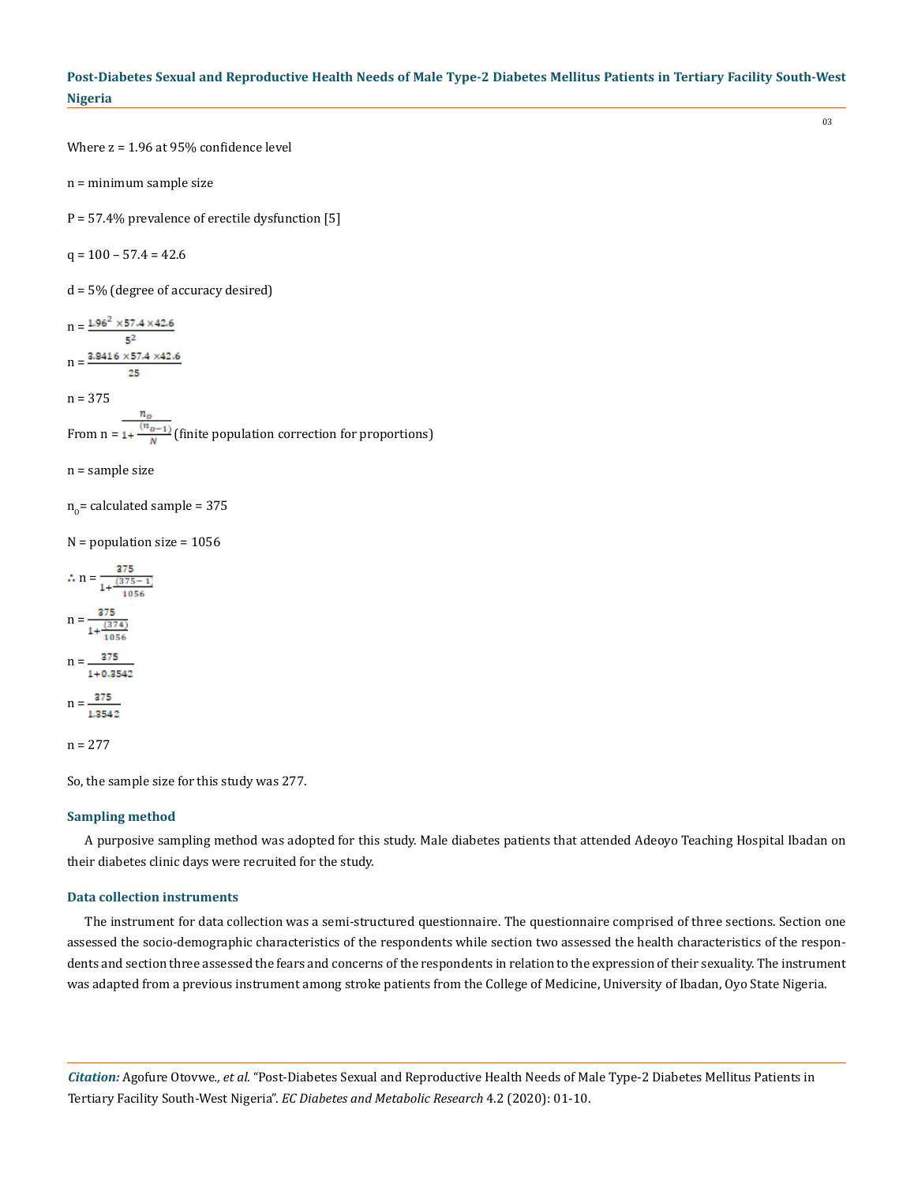Where z = 1.96 at 95% confidence level

n = minimum sample size

P = 57.4% prevalence of erectile dysfunction [5]

q = 100 – 57.4 = 42.6

d = 5% (degree of accuracy desired)

$$n = \frac{1.96^2 \times 57.4 \times 42.6}{5^2}$$

$$n = \frac{3.8416 \times 57.4 \times 42.6}{25}$$

n = 375

From $n = \frac{n_o}{1 + \frac{(n_{o-1})}{N}}$ (finite population correction for proportions)

n = sample size

$n_0$ = calculated sample = 375

N = population size = 1056

$$\therefore n = \frac{375}{1 + \frac{(375-1)}{1056}}$$

$$n = \frac{375}{1 + \frac{(374)}{1056}}$$

$$n = \frac{375}{1 + 0.3542}$$

$$n = \frac{375}{1.3542}$$

n = 277

So, the sample size for this study was 277.

### Sampling method

A purposive sampling method was adopted for this study. Male diabetes patients that attended Adeoyo Teaching Hospital Ibadan on their diabetes clinic days were recruited for the study.

### Data collection instruments

The instrument for data collection was a semi-structured questionnaire. The questionnaire comprised of three sections. Section one assessed the socio-demographic characteristics of the respondents while section two assessed the health characteristics of the respondents and section three assessed the fears and concerns of the respondents in relation to the expression of their sexuality. The instrument was adapted from a previous instrument among stroke patients from the College of Medicine, University of Ibadan, Oyo State Nigeria.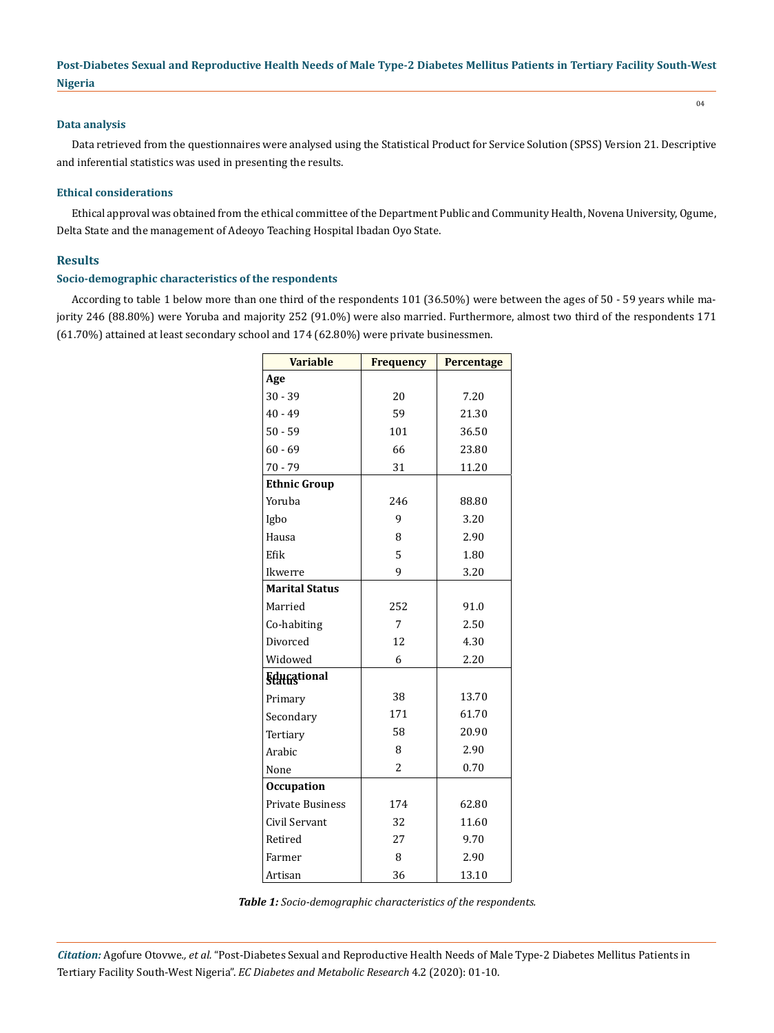### Data analysis

Data retrieved from the questionnaires were analysed using the Statistical Product for Service Solution (SPSS) Version 21. Descriptive and inferential statistics was used in presenting the results.

### Ethical considerations

Ethical approval was obtained from the ethical committee of the Department Public and Community Health, Novena University, Ogume, Delta State and the management of Adeoyo Teaching Hospital Ibadan Oyo State.

## Results

### Socio-demographic characteristics of the respondents

According to table 1 below more than one third of the respondents 101 (36.50%) were between the ages of 50 - 59 years while majority 246 (88.80%) were Yoruba and majority 252 (91.0%) were also married. Furthermore, almost two third of the respondents 171 (61.70%) attained at least secondary school and 174 (62.80%) were private businessmen.

| Variable | Frequency | Percentage |
|---|---|---|
| **Age** | | |
| 30 - 39 | 20 | 7.20 |
| 40 - 49 | 59 | 21.30 |
| 50 - 59 | 101 | 36.50 |
| 60 - 69 | 66 | 23.80 |
| 70 - 79 | 31 | 11.20 |
| **Ethnic Group** | | |
| Yoruba | 246 | 88.80 |
| Igbo | 9 | 3.20 |
| Hausa | 8 | 2.90 |
| Efik | 5 | 1.80 |
| Ikwerre | 9 | 3.20 |
| **Marital Status** | | |
| Married | 252 | 91.0 |
| Co-habiting | 7 | 2.50 |
| Divorced | 12 | 4.30 |
| Widowed | 6 | 2.20 |
| **Educational Status** | | |
| Primary | 38 | 13.70 |
| Secondary | 171 | 61.70 |
| Tertiary | 58 | 20.90 |
| Arabic | 8 | 2.90 |
| None | 2 | 0.70 |
| **Occupation** | | |
| Private Business | 174 | 62.80 |
| Civil Servant | 32 | 11.60 |
| Retired | 27 | 9.70 |
| Farmer | 8 | 2.90 |
| Artisan | 36 | 13.10 |

***Table 1:*** *Socio-demographic characteristics of the respondents.*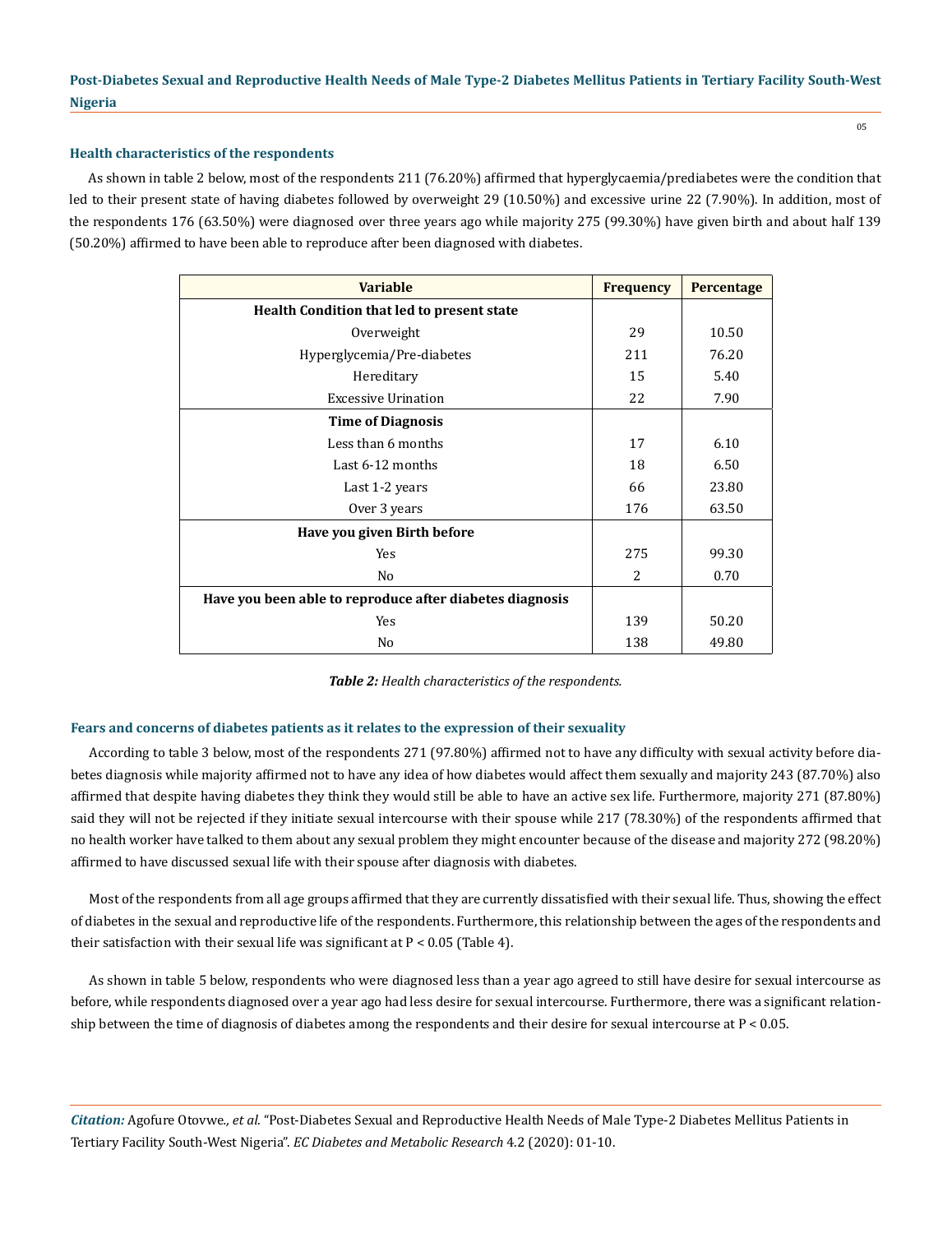### Health characteristics of the respondents

As shown in table 2 below, most of the respondents 211 (76.20%) affirmed that hyperglycaemia/prediabetes were the condition that led to their present state of having diabetes followed by overweight 29 (10.50%) and excessive urine 22 (7.90%). In addition, most of the respondents 176 (63.50%) were diagnosed over three years ago while majority 275 (99.30%) have given birth and about half 139 (50.20%) affirmed to have been able to reproduce after been diagnosed with diabetes.

| Variable | Frequency | Percentage |
|---|---|---|
| **Health Condition that led to present state** | | |
| Overweight | 29 | 10.50 |
| Hyperglycemia/Pre-diabetes | 211 | 76.20 |
| Hereditary | 15 | 5.40 |
| Excessive Urination | 22 | 7.90 |
| **Time of Diagnosis** | | |
| Less than 6 months | 17 | 6.10 |
| Last 6-12 months | 18 | 6.50 |
| Last 1-2 years | 66 | 23.80 |
| Over 3 years | 176 | 63.50 |
| **Have you given Birth before** | | |
| Yes | 275 | 99.30 |
| No | 2 | 0.70 |
| **Have you been able to reproduce after diabetes diagnosis** | | |
| Yes | 139 | 50.20 |
| No | 138 | 49.80 |

***Table 2:*** *Health characteristics of the respondents.*

### Fears and concerns of diabetes patients as it relates to the expression of their sexuality

According to table 3 below, most of the respondents 271 (97.80%) affirmed not to have any difficulty with sexual activity before diabetes diagnosis while majority affirmed not to have any idea of how diabetes would affect them sexually and majority 243 (87.70%) also affirmed that despite having diabetes they think they would still be able to have an active sex life. Furthermore, majority 271 (87.80%) said they will not be rejected if they initiate sexual intercourse with their spouse while 217 (78.30%) of the respondents affirmed that no health worker have talked to them about any sexual problem they might encounter because of the disease and majority 272 (98.20%) affirmed to have discussed sexual life with their spouse after diagnosis with diabetes.

Most of the respondents from all age groups affirmed that they are currently dissatisfied with their sexual life. Thus, showing the effect of diabetes in the sexual and reproductive life of the respondents. Furthermore, this relationship between the ages of the respondents and their satisfaction with their sexual life was significant at $P < 0.05$ (Table 4).

As shown in table 5 below, respondents who were diagnosed less than a year ago agreed to still have desire for sexual intercourse as before, while respondents diagnosed over a year ago had less desire for sexual intercourse. Furthermore, there was a significant relationship between the time of diagnosis of diabetes among the respondents and their desire for sexual intercourse at $P < 0.05$.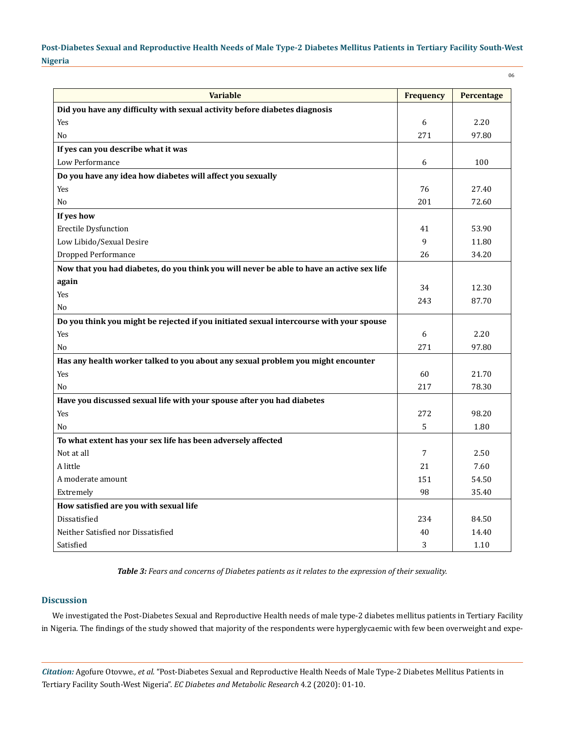| Variable | Frequency | Percentage |
|---|---|---|
| **Did you have any difficulty with sexual activity before diabetes diagnosis** | | |
| Yes | 6 | 2.20 |
| No | 271 | 97.80 |
| **If yes can you describe what it was** | | |
| Low Performance | 6 | 100 |
| **Do you have any idea how diabetes will affect you sexually** | | |
| Yes | 76 | 27.40 |
| No | 201 | 72.60 |
| **If yes how** | | |
| Erectile Dysfunction | 41 | 53.90 |
| Low Libido/Sexual Desire | 9 | 11.80 |
| Dropped Performance | 26 | 34.20 |
| **Now that you had diabetes, do you think you will never be able to have an active sex life again** | | |
| Yes | 34 | 12.30 |
| No | 243 | 87.70 |
| **Do you think you might be rejected if you initiated sexual intercourse with your spouse** | | |
| Yes | 6 | 2.20 |
| No | 271 | 97.80 |
| **Has any health worker talked to you about any sexual problem you might encounter** | | |
| Yes | 60 | 21.70 |
| No | 217 | 78.30 |
| **Have you discussed sexual life with your spouse after you had diabetes** | | |
| Yes | 272 | 98.20 |
| No | 5 | 1.80 |
| **To what extent has your sex life has been adversely affected** | | |
| Not at all | 7 | 2.50 |
| A little | 21 | 7.60 |
| A moderate amount | 151 | 54.50 |
| Extremely | 98 | 35.40 |
| **How satisfied are you with sexual life** | | |
| Dissatisfied | 234 | 84.50 |
| Neither Satisfied nor Dissatisfied | 40 | 14.40 |
| Satisfied | 3 | 1.10 |

***Table 3:*** *Fears and concerns of Diabetes patients as it relates to the expression of their sexuality.*

## Discussion

We investigated the Post-Diabetes Sexual and Reproductive Health needs of male type-2 diabetes mellitus patients in Tertiary Facility in Nigeria. The findings of the study showed that majority of the respondents were hyperglycaemic with few been overweight and expe-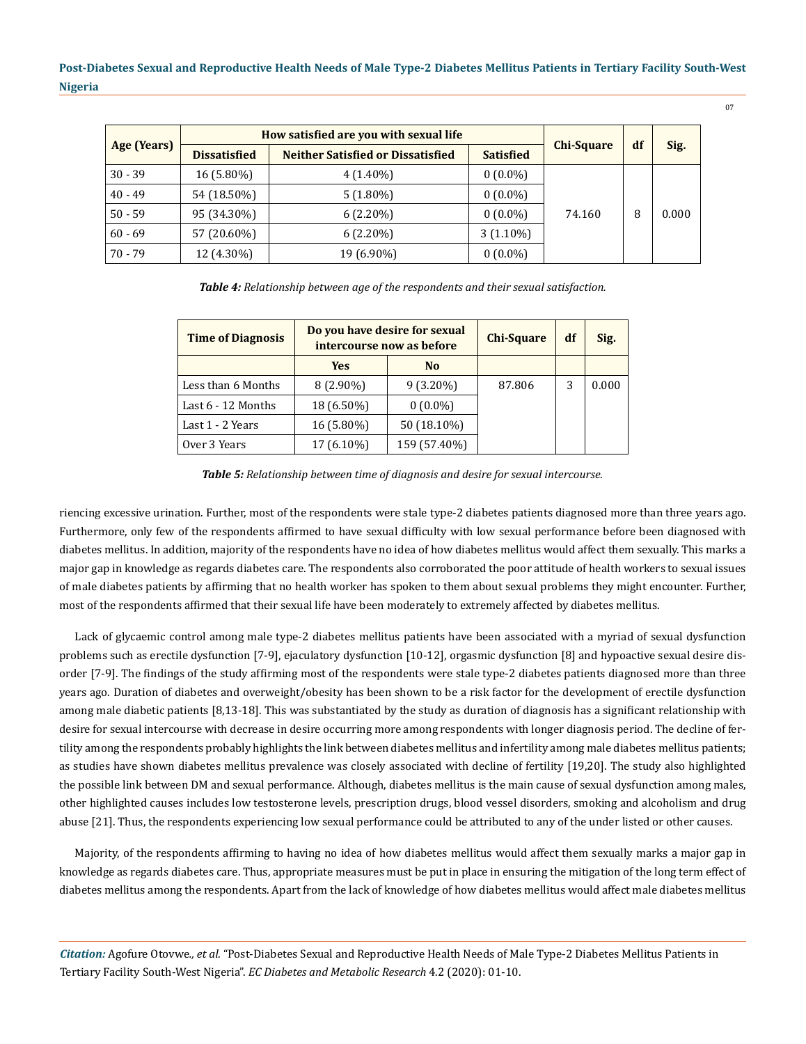| Age (Years) | How satisfied are you with sexual life | | | Chi-Square | df | Sig. |
|---|---|---|---|---|---|---|
| | Dissatisfied | Neither Satisfied or Dissatisfied | Satisfied | | | |
| 30 - 39 | 16 (5.80%) | 4 (1.40%) | 0 (0.0%) | 74.160 | 8 | 0.000 |
| 40 - 49 | 54 (18.50%) | 5 (1.80%) | 0 (0.0%) | | | |
| 50 - 59 | 95 (34.30%) | 6 (2.20%) | 0 (0.0%) | | | |
| 60 - 69 | 57 (20.60%) | 6 (2.20%) | 3 (1.10%) | | | |
| 70 - 79 | 12 (4.30%) | 19 (6.90%) | 0 (0.0%) | | | |

***Table 4:*** *Relationship between age of the respondents and their sexual satisfaction.*

| Time of Diagnosis | Do you have desire for sexual intercourse now as before | | Chi-Square | df | Sig. |
|---|---|---|---|---|---|
| | Yes | No | | | |
| Less than 6 Months | 8 (2.90%) | 9 (3.20%) | 87.806 | 3 | 0.000 |
| Last 6 - 12 Months | 18 (6.50%) | 0 (0.0%) | | | |
| Last 1 - 2 Years | 16 (5.80%) | 50 (18.10%) | | | |
| Over 3 Years | 17 (6.10%) | 159 (57.40%) | | | |

***Table 5:*** *Relationship between time of diagnosis and desire for sexual intercourse.*

riencing excessive urination. Further, most of the respondents were stale type-2 diabetes patients diagnosed more than three years ago. Furthermore, only few of the respondents affirmed to have sexual difficulty with low sexual performance before been diagnosed with diabetes mellitus. In addition, majority of the respondents have no idea of how diabetes mellitus would affect them sexually. This marks a major gap in knowledge as regards diabetes care. The respondents also corroborated the poor attitude of health workers to sexual issues of male diabetes patients by affirming that no health worker has spoken to them about sexual problems they might encounter. Further, most of the respondents affirmed that their sexual life have been moderately to extremely affected by diabetes mellitus.

Lack of glycaemic control among male type-2 diabetes mellitus patients have been associated with a myriad of sexual dysfunction problems such as erectile dysfunction [7-9], ejaculatory dysfunction [10-12], orgasmic dysfunction [8] and hypoactive sexual desire disorder [7-9]. The findings of the study affirming most of the respondents were stale type-2 diabetes patients diagnosed more than three years ago. Duration of diabetes and overweight/obesity has been shown to be a risk factor for the development of erectile dysfunction among male diabetic patients [8,13-18]. This was substantiated by the study as duration of diagnosis has a significant relationship with desire for sexual intercourse with decrease in desire occurring more among respondents with longer diagnosis period. The decline of fertility among the respondents probably highlights the link between diabetes mellitus and infertility among male diabetes mellitus patients; as studies have shown diabetes mellitus prevalence was closely associated with decline of fertility [19,20]. The study also highlighted the possible link between DM and sexual performance. Although, diabetes mellitus is the main cause of sexual dysfunction among males, other highlighted causes includes low testosterone levels, prescription drugs, blood vessel disorders, smoking and alcoholism and drug abuse [21]. Thus, the respondents experiencing low sexual performance could be attributed to any of the under listed or other causes.

Majority, of the respondents affirming to having no idea of how diabetes mellitus would affect them sexually marks a major gap in knowledge as regards diabetes care. Thus, appropriate measures must be put in place in ensuring the mitigation of the long term effect of diabetes mellitus among the respondents. Apart from the lack of knowledge of how diabetes mellitus would affect male diabetes mellitus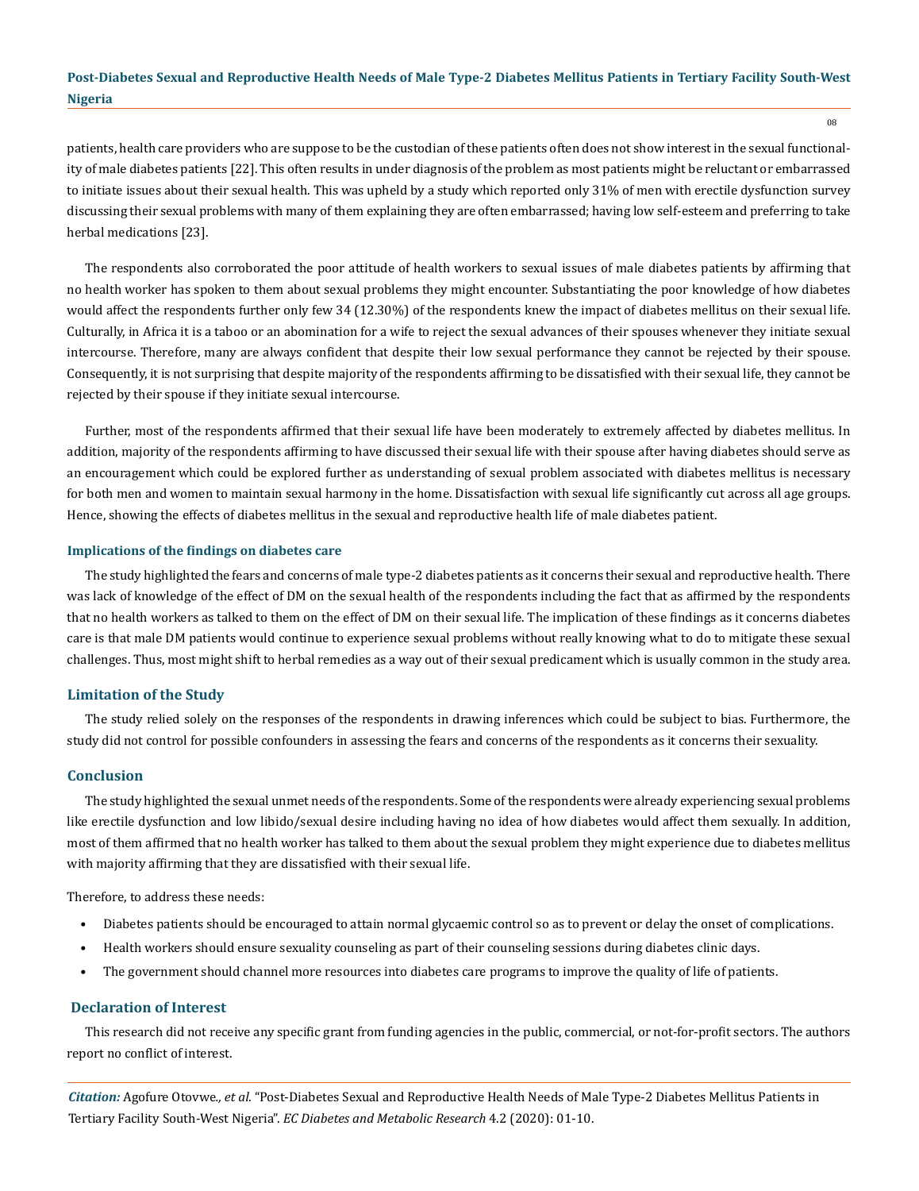patients, health care providers who are suppose to be the custodian of these patients often does not show interest in the sexual functionality of male diabetes patients [22]. This often results in under diagnosis of the problem as most patients might be reluctant or embarrassed to initiate issues about their sexual health. This was upheld by a study which reported only 31% of men with erectile dysfunction survey discussing their sexual problems with many of them explaining they are often embarrassed; having low self-esteem and preferring to take herbal medications [23].

The respondents also corroborated the poor attitude of health workers to sexual issues of male diabetes patients by affirming that no health worker has spoken to them about sexual problems they might encounter. Substantiating the poor knowledge of how diabetes would affect the respondents further only few 34 (12.30%) of the respondents knew the impact of diabetes mellitus on their sexual life. Culturally, in Africa it is a taboo or an abomination for a wife to reject the sexual advances of their spouses whenever they initiate sexual intercourse. Therefore, many are always confident that despite their low sexual performance they cannot be rejected by their spouse. Consequently, it is not surprising that despite majority of the respondents affirming to be dissatisfied with their sexual life, they cannot be rejected by their spouse if they initiate sexual intercourse.

Further, most of the respondents affirmed that their sexual life have been moderately to extremely affected by diabetes mellitus. In addition, majority of the respondents affirming to have discussed their sexual life with their spouse after having diabetes should serve as an encouragement which could be explored further as understanding of sexual problem associated with diabetes mellitus is necessary for both men and women to maintain sexual harmony in the home. Dissatisfaction with sexual life significantly cut across all age groups. Hence, showing the effects of diabetes mellitus in the sexual and reproductive health life of male diabetes patient.

### Implications of the findings on diabetes care

The study highlighted the fears and concerns of male type-2 diabetes patients as it concerns their sexual and reproductive health. There was lack of knowledge of the effect of DM on the sexual health of the respondents including the fact that as affirmed by the respondents that no health workers as talked to them on the effect of DM on their sexual life. The implication of these findings as it concerns diabetes care is that male DM patients would continue to experience sexual problems without really knowing what to do to mitigate these sexual challenges. Thus, most might shift to herbal remedies as a way out of their sexual predicament which is usually common in the study area.

## Limitation of the Study

The study relied solely on the responses of the respondents in drawing inferences which could be subject to bias. Furthermore, the study did not control for possible confounders in assessing the fears and concerns of the respondents as it concerns their sexuality.

## Conclusion

The study highlighted the sexual unmet needs of the respondents. Some of the respondents were already experiencing sexual problems like erectile dysfunction and low libido/sexual desire including having no idea of how diabetes would affect them sexually. In addition, most of them affirmed that no health worker has talked to them about the sexual problem they might experience due to diabetes mellitus with majority affirming that they are dissatisfied with their sexual life.

Therefore, to address these needs:

- Diabetes patients should be encouraged to attain normal glycaemic control so as to prevent or delay the onset of complications.
- Health workers should ensure sexuality counseling as part of their counseling sessions during diabetes clinic days.
- The government should channel more resources into diabetes care programs to improve the quality of life of patients.

## Declaration of Interest

This research did not receive any specific grant from funding agencies in the public, commercial, or not-for-profit sectors. The authors report no conflict of interest.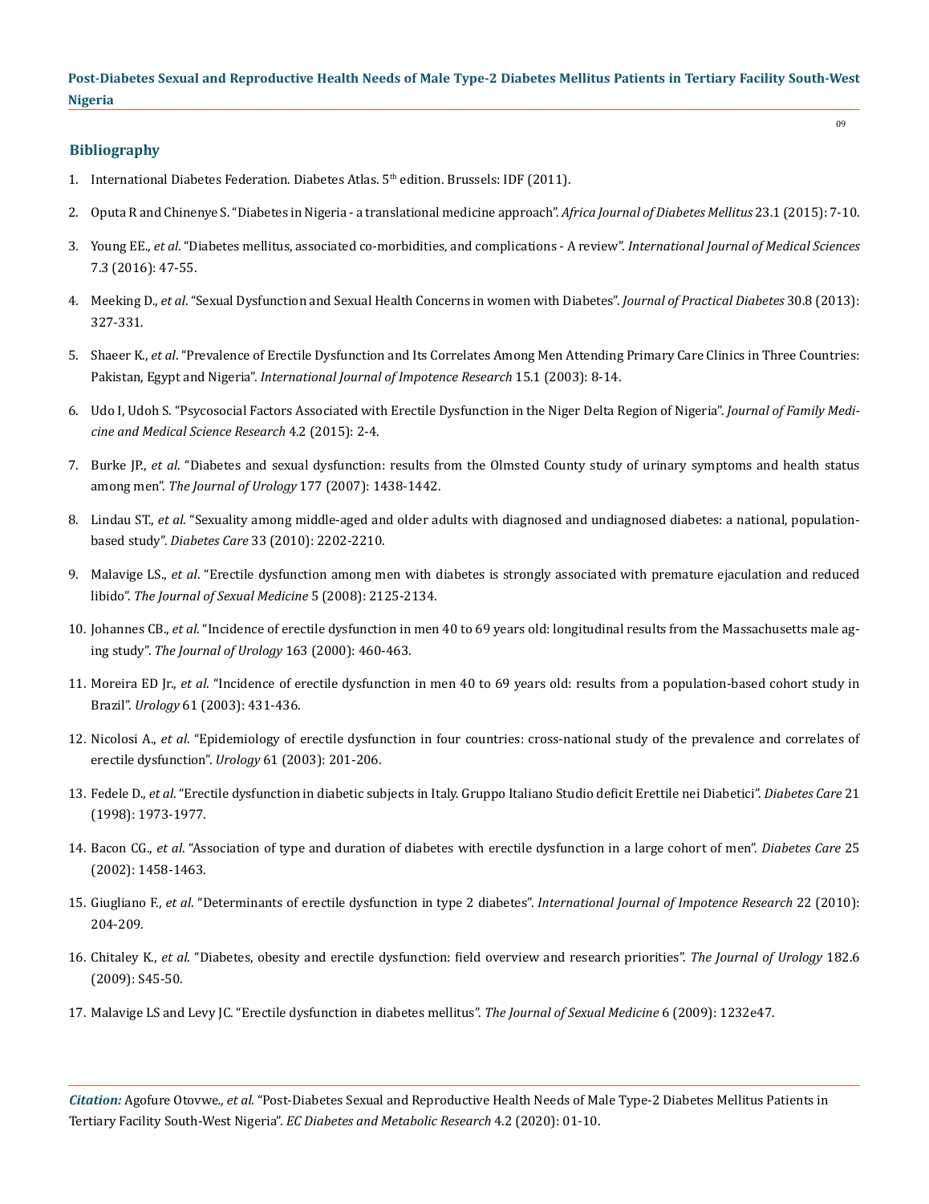## Bibliography

1. International Diabetes Federation. Diabetes Atlas. 5th edition. Brussels: IDF (2011).
2. Oputa R and Chinenye S. "Diabetes in Nigeria - a translational medicine approach". *Africa Journal of Diabetes Mellitus* 23.1 (2015): 7-10.
3. Young EE., *et al*. "Diabetes mellitus, associated co-morbidities, and complications - A review". *International Journal of Medical Sciences* 7.3 (2016): 47-55.
4. Meeking D., *et al*. "Sexual Dysfunction and Sexual Health Concerns in women with Diabetes". *Journal of Practical Diabetes* 30.8 (2013): 327-331.
5. Shaeer K., *et al*. "Prevalence of Erectile Dysfunction and Its Correlates Among Men Attending Primary Care Clinics in Three Countries: Pakistan, Egypt and Nigeria". *International Journal of Impotence Research* 15.1 (2003): 8-14.
6. Udo I, Udoh S. "Psycosocial Factors Associated with Erectile Dysfunction in the Niger Delta Region of Nigeria". *Journal of Family Medicine and Medical Science Research* 4.2 (2015): 2-4.
7. Burke JP., *et al*. "Diabetes and sexual dysfunction: results from the Olmsted County study of urinary symptoms and health status among men". *The Journal of Urology* 177 (2007): 1438-1442.
8. Lindau ST., *et al*. "Sexuality among middle-aged and older adults with diagnosed and undiagnosed diabetes: a national, population-based study". *Diabetes Care* 33 (2010): 2202-2210.
9. Malavige LS., *et al*. "Erectile dysfunction among men with diabetes is strongly associated with premature ejaculation and reduced libido". *The Journal of Sexual Medicine* 5 (2008): 2125-2134.
10. Johannes CB., *et al*. "Incidence of erectile dysfunction in men 40 to 69 years old: longitudinal results from the Massachusetts male aging study". *The Journal of Urology* 163 (2000): 460-463.
11. Moreira ED Jr., *et al*. "Incidence of erectile dysfunction in men 40 to 69 years old: results from a population-based cohort study in Brazil". *Urology* 61 (2003): 431-436.
12. Nicolosi A., *et al*. "Epidemiology of erectile dysfunction in four countries: cross-national study of the prevalence and correlates of erectile dysfunction". *Urology* 61 (2003): 201-206.
13. Fedele D., *et al*. "Erectile dysfunction in diabetic subjects in Italy. Gruppo Italiano Studio deficit Erettile nei Diabetici". *Diabetes Care* 21 (1998): 1973-1977.
14. Bacon CG., *et al*. "Association of type and duration of diabetes with erectile dysfunction in a large cohort of men". *Diabetes Care* 25 (2002): 1458-1463.
15. Giugliano F., *et al*. "Determinants of erectile dysfunction in type 2 diabetes". *International Journal of Impotence Research* 22 (2010): 204-209.
16. Chitaley K., *et al*. "Diabetes, obesity and erectile dysfunction: field overview and research priorities". *The Journal of Urology* 182.6 (2009): S45-50.
17. Malavige LS and Levy JC. "Erectile dysfunction in diabetes mellitus". *The Journal of Sexual Medicine* 6 (2009): 1232e47.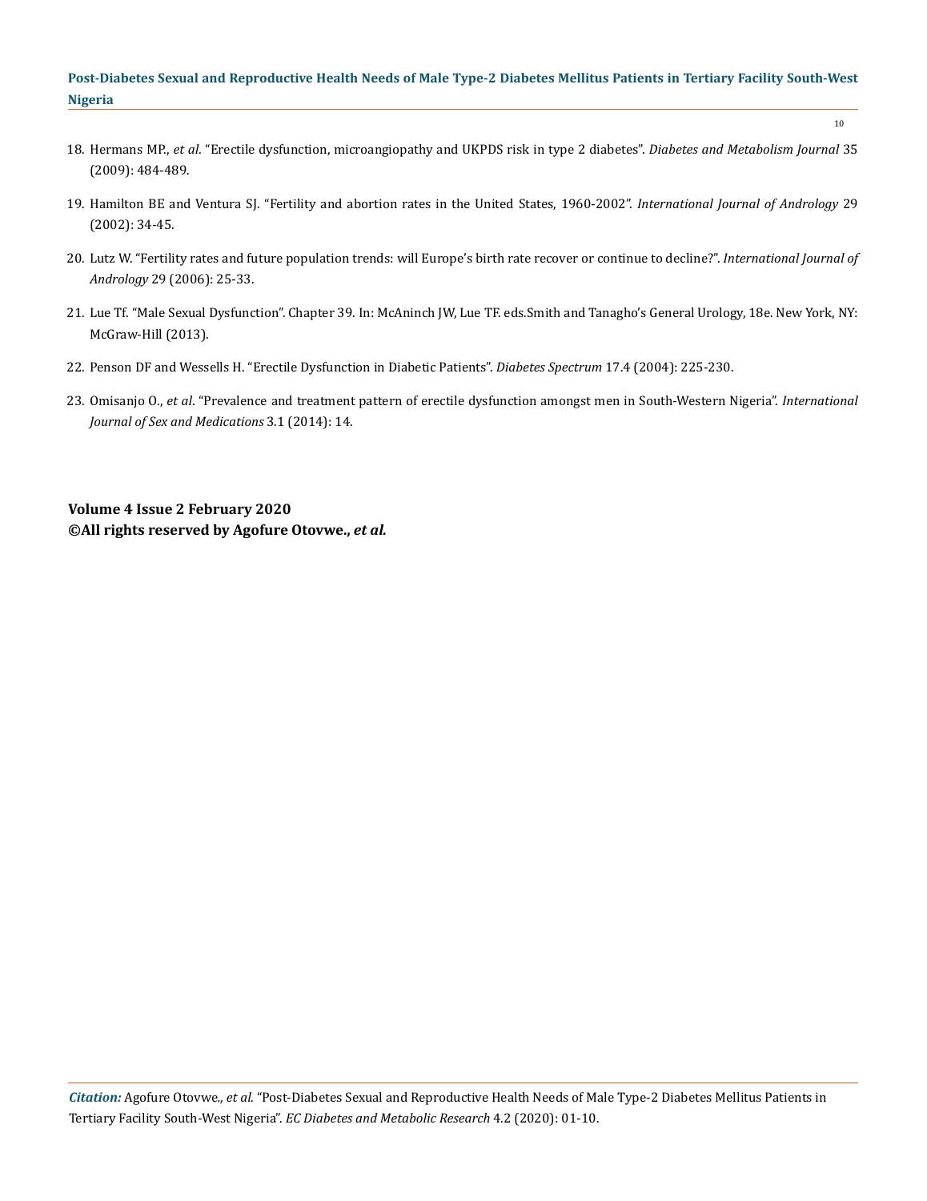18. Hermans MP., *et al*. "Erectile dysfunction, microangiopathy and UKPDS risk in type 2 diabetes". *Diabetes and Metabolism Journal* 35 (2009): 484-489.

19. Hamilton BE and Ventura SJ. "Fertility and abortion rates in the United States, 1960-2002". *International Journal of Andrology* 29 (2002): 34-45.

20. Lutz W. "Fertility rates and future population trends: will Europe's birth rate recover or continue to decline?". *International Journal of Andrology* 29 (2006): 25-33.

21. Lue Tf. "Male Sexual Dysfunction". Chapter 39. In: McAninch JW, Lue TF. eds.Smith and Tanagho's General Urology, 18e. New York, NY: McGraw-Hill (2013).

22. Penson DF and Wessells H. "Erectile Dysfunction in Diabetic Patients". *Diabetes Spectrum* 17.4 (2004): 225-230.

23. Omisanjo O., *et al*. "Prevalence and treatment pattern of erectile dysfunction amongst men in South-Western Nigeria". *International Journal of Sex and Medications* 3.1 (2014): 14.

**Volume 4 Issue 2 February 2020**
**©All rights reserved by Agofure Otovwe., *et al.***